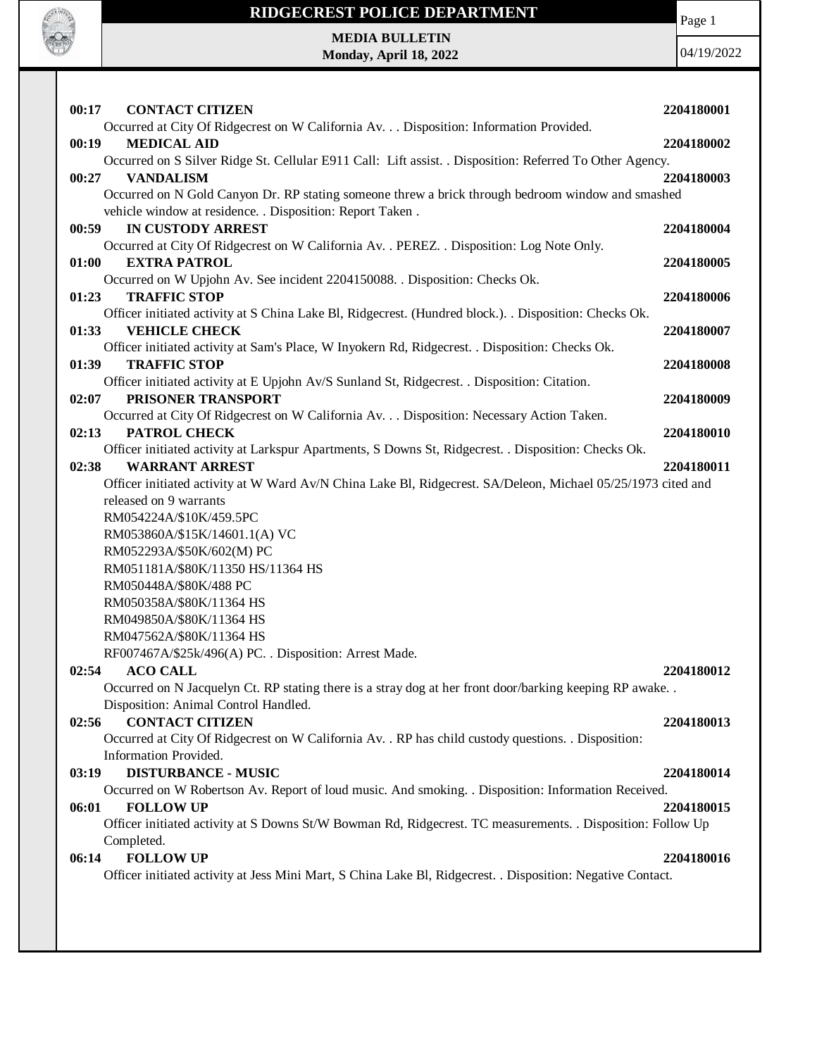# RIDGECREST POLICE DEPARTMENT

**MEDIA BULLETIN**
**Monday, April 18, 2022**

04/19/2022

**00:17 CONTACT CITIZEN** **2204180001**
Occurred at City Of Ridgecrest on W California Av. . . Disposition: Information Provided.

**00:19 MEDICAL AID** **2204180002**
Occurred on S Silver Ridge St. Cellular E911 Call: Lift assist. . Disposition: Referred To Other Agency.

**00:27 VANDALISM** **2204180003**
Occurred on N Gold Canyon Dr. RP stating someone threw a brick through bedroom window and smashed vehicle window at residence. . Disposition: Report Taken .

**00:59 IN CUSTODY ARREST** **2204180004**
Occurred at City Of Ridgecrest on W California Av. . PEREZ. . Disposition: Log Note Only.

**01:00 EXTRA PATROL** **2204180005**
Occurred on W Upjohn Av. See incident 2204150088. . Disposition: Checks Ok.

**01:23 TRAFFIC STOP** **2204180006**
Officer initiated activity at S China Lake Bl, Ridgecrest. (Hundred block.). . Disposition: Checks Ok.

**01:33 VEHICLE CHECK** **2204180007**
Officer initiated activity at Sam's Place, W Inyokern Rd, Ridgecrest. . Disposition: Checks Ok.

**01:39 TRAFFIC STOP** **2204180008**
Officer initiated activity at E Upjohn Av/S Sunland St, Ridgecrest. . Disposition: Citation.

**02:07 PRISONER TRANSPORT** **2204180009**
Occurred at City Of Ridgecrest on W California Av. . . Disposition: Necessary Action Taken.

**02:13 PATROL CHECK** **2204180010**
Officer initiated activity at Larkspur Apartments, S Downs St, Ridgecrest. . Disposition: Checks Ok.

**02:38 WARRANT ARREST** **2204180011**
Officer initiated activity at W Ward Av/N China Lake Bl, Ridgecrest. SA/Deleon, Michael 05/25/1973 cited and released on 9 warrants
RM054224A/$10K/459.5PC
RM053860A/$15K/14601.1(A) VC
RM052293A/$50K/602(M) PC
RM051181A/$80K/11350 HS/11364 HS
RM050448A/$80K/488 PC
RM050358A/$80K/11364 HS
RM049850A/$80K/11364 HS
RM047562A/$80K/11364 HS
RF007467A/$25k/496(A) PC. . Disposition: Arrest Made.

**02:54 ACO CALL** **2204180012**
Occurred on N Jacquelyn Ct. RP stating there is a stray dog at her front door/barking keeping RP awake. . Disposition: Animal Control Handled.

**02:56 CONTACT CITIZEN** **2204180013**
Occurred at City Of Ridgecrest on W California Av. . RP has child custody questions. . Disposition: Information Provided.

**03:19 DISTURBANCE - MUSIC** **2204180014**
Occurred on W Robertson Av. Report of loud music. And smoking. . Disposition: Information Received.

**06:01 FOLLOW UP** **2204180015**
Officer initiated activity at S Downs St/W Bowman Rd, Ridgecrest. TC measurements. . Disposition: Follow Up Completed.

**06:14 FOLLOW UP** **2204180016**
Officer initiated activity at Jess Mini Mart, S China Lake Bl, Ridgecrest. . Disposition: Negative Contact.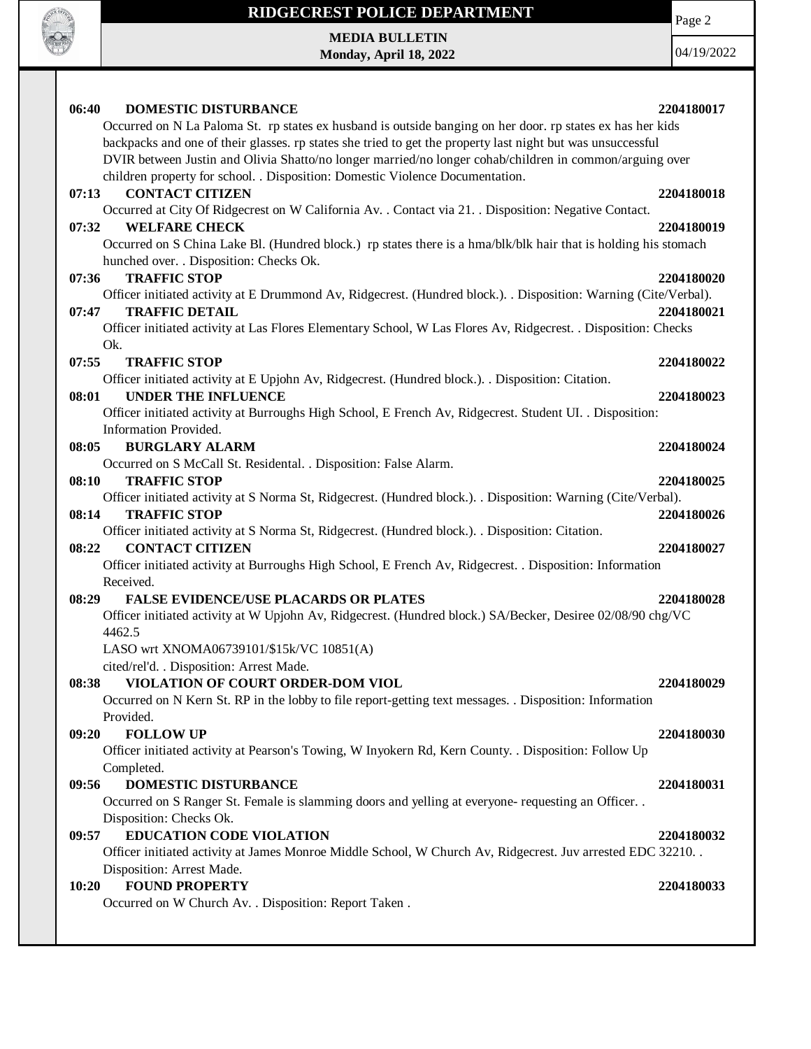**06:40 DOMESTIC DISTURBANCE 2204180017**

Occurred on N La Paloma St. rp states ex husband is outside banging on her door. rp states ex has her kids backpacks and one of their glasses. rp states she tried to get the property last night but was unsuccessful DVIR between Justin and Olivia Shatto/no longer married/no longer cohab/children in common/arguing over children property for school. . Disposition: Domestic Violence Documentation.

**07:13 CONTACT CITIZEN 2204180018**

Occurred at City Of Ridgecrest on W California Av. . Contact via 21. . Disposition: Negative Contact.

**07:32 WELFARE CHECK 2204180019**

Occurred on S China Lake Bl. (Hundred block.) rp states there is a hma/blk/blk hair that is holding his stomach hunched over. . Disposition: Checks Ok.

**07:36 TRAFFIC STOP 2204180020**

Officer initiated activity at E Drummond Av, Ridgecrest. (Hundred block.). . Disposition: Warning (Cite/Verbal).

**07:47 TRAFFIC DETAIL 2204180021**

Officer initiated activity at Las Flores Elementary School, W Las Flores Av, Ridgecrest. . Disposition: Checks Ok.

**07:55 TRAFFIC STOP 2204180022**

Officer initiated activity at E Upjohn Av, Ridgecrest. (Hundred block.). . Disposition: Citation.

**08:01 UNDER THE INFLUENCE 2204180023**

Officer initiated activity at Burroughs High School, E French Av, Ridgecrest. Student UI. . Disposition: Information Provided.

**08:05 BURGLARY ALARM 2204180024**

Occurred on S McCall St. Residental. . Disposition: False Alarm.

**08:10 TRAFFIC STOP 2204180025**

Officer initiated activity at S Norma St, Ridgecrest. (Hundred block.). . Disposition: Warning (Cite/Verbal).

**08:14 TRAFFIC STOP 2204180026**

Officer initiated activity at S Norma St, Ridgecrest. (Hundred block.). . Disposition: Citation.

**08:22 CONTACT CITIZEN 2204180027**

Officer initiated activity at Burroughs High School, E French Av, Ridgecrest. . Disposition: Information Received.

**08:29 FALSE EVIDENCE/USE PLACARDS OR PLATES 2204180028**

Officer initiated activity at W Upjohn Av, Ridgecrest. (Hundred block.) SA/Becker, Desiree 02/08/90 chg/VC 4462.5
LASO wrt XNOMA06739101/$15k/VC 10851(A)
cited/rel'd. . Disposition: Arrest Made.

**08:38 VIOLATION OF COURT ORDER-DOM VIOL 2204180029**

Occurred on N Kern St. RP in the lobby to file report-getting text messages. . Disposition: Information Provided.

**09:20 FOLLOW UP 2204180030**

Officer initiated activity at Pearson's Towing, W Inyokern Rd, Kern County. . Disposition: Follow Up Completed.

**09:56 DOMESTIC DISTURBANCE 2204180031**

Occurred on S Ranger St. Female is slamming doors and yelling at everyone- requesting an Officer. . Disposition: Checks Ok.

**09:57 EDUCATION CODE VIOLATION 2204180032**

Officer initiated activity at James Monroe Middle School, W Church Av, Ridgecrest. Juv arrested EDC 32210. . Disposition: Arrest Made.

**10:20 FOUND PROPERTY 2204180033**

Occurred on W Church Av. . Disposition: Report Taken .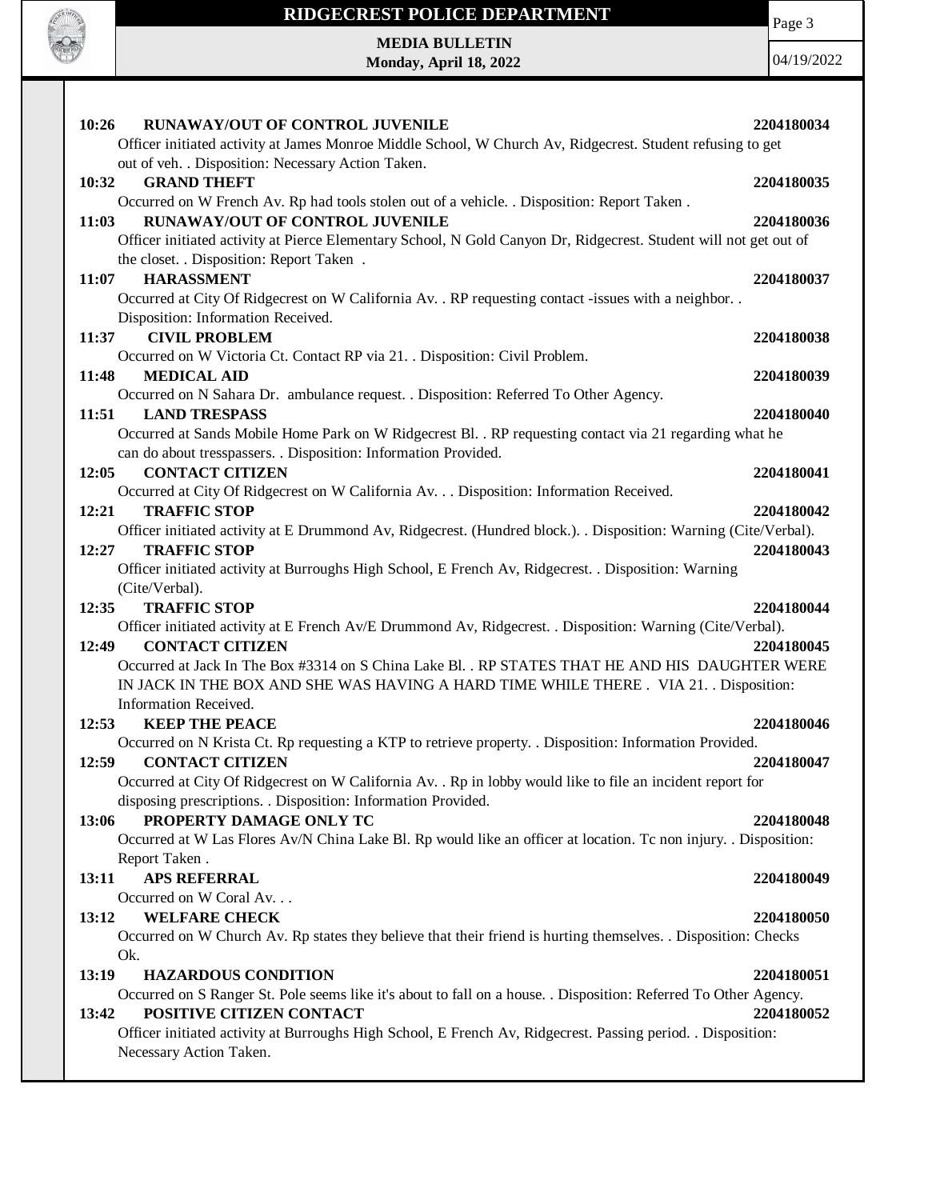**10:26 RUNAWAY/OUT OF CONTROL JUVENILE** **2204180034**
Officer initiated activity at James Monroe Middle School, W Church Av, Ridgecrest. Student refusing to get out of veh. . Disposition: Necessary Action Taken.

**10:32 GRAND THEFT** **2204180035**
Occurred on W French Av. Rp had tools stolen out of a vehicle. . Disposition: Report Taken .

**11:03 RUNAWAY/OUT OF CONTROL JUVENILE** **2204180036**
Officer initiated activity at Pierce Elementary School, N Gold Canyon Dr, Ridgecrest. Student will not get out of the closet. . Disposition: Report Taken .

**11:07 HARASSMENT** **2204180037**
Occurred at City Of Ridgecrest on W California Av. . RP requesting contact -issues with a neighbor. . Disposition: Information Received.

**11:37 CIVIL PROBLEM** **2204180038**
Occurred on W Victoria Ct. Contact RP via 21. . Disposition: Civil Problem.

**11:48 MEDICAL AID** **2204180039**
Occurred on N Sahara Dr. ambulance request. . Disposition: Referred To Other Agency.

**11:51 LAND TRESPASS** **2204180040**
Occurred at Sands Mobile Home Park on W Ridgecrest Bl. . RP requesting contact via 21 regarding what he can do about tresspassers. . Disposition: Information Provided.

**12:05 CONTACT CITIZEN** **2204180041**
Occurred at City Of Ridgecrest on W California Av. . . Disposition: Information Received.

**12:21 TRAFFIC STOP** **2204180042**
Officer initiated activity at E Drummond Av, Ridgecrest. (Hundred block.). . Disposition: Warning (Cite/Verbal).

**12:27 TRAFFIC STOP** **2204180043**
Officer initiated activity at Burroughs High School, E French Av, Ridgecrest. . Disposition: Warning (Cite/Verbal).

**12:35 TRAFFIC STOP** **2204180044**
Officer initiated activity at E French Av/E Drummond Av, Ridgecrest. . Disposition: Warning (Cite/Verbal).

**12:49 CONTACT CITIZEN** **2204180045**
Occurred at Jack In The Box #3314 on S China Lake Bl. . RP STATES THAT HE AND HIS DAUGHTER WERE IN JACK IN THE BOX AND SHE WAS HAVING A HARD TIME WHILE THERE . VIA 21. . Disposition: Information Received.

**12:53 KEEP THE PEACE** **2204180046**
Occurred on N Krista Ct. Rp requesting a KTP to retrieve property. . Disposition: Information Provided.

**12:59 CONTACT CITIZEN** **2204180047**
Occurred at City Of Ridgecrest on W California Av. . Rp in lobby would like to file an incident report for disposing prescriptions. . Disposition: Information Provided.

**13:06 PROPERTY DAMAGE ONLY TC** **2204180048**
Occurred at W Las Flores Av/N China Lake Bl. Rp would like an officer at location. Tc non injury. . Disposition: Report Taken .

**13:11 APS REFERRAL** **2204180049**
Occurred on W Coral Av. . .

**13:12 WELFARE CHECK** **2204180050**
Occurred on W Church Av. Rp states they believe that their friend is hurting themselves. . Disposition: Checks Ok.

**13:19 HAZARDOUS CONDITION** **2204180051**
Occurred on S Ranger St. Pole seems like it's about to fall on a house. . Disposition: Referred To Other Agency.

**13:42 POSITIVE CITIZEN CONTACT** **2204180052**
Officer initiated activity at Burroughs High School, E French Av, Ridgecrest. Passing period. . Disposition: Necessary Action Taken.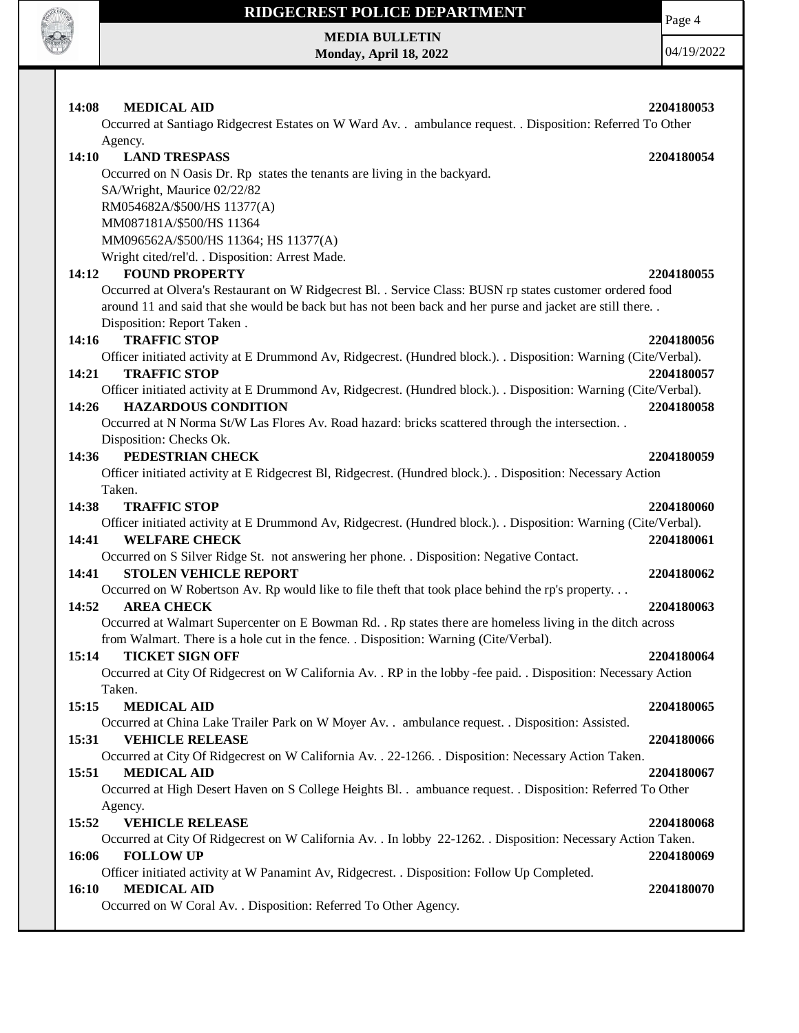**14:08 MEDICAL AID** 2204180053

Occurred at Santiago Ridgecrest Estates on W Ward Av. . ambulance request. . Disposition: Referred To Other Agency.

**14:10 LAND TRESPASS** 2204180054

Occurred on N Oasis Dr. Rp states the tenants are living in the backyard.
SA/Wright, Maurice 02/22/82
RM054682A/$500/HS 11377(A)
MM087181A/$500/HS 11364
MM096562A/$500/HS 11364; HS 11377(A)
Wright cited/rel'd. . Disposition: Arrest Made.

**14:12 FOUND PROPERTY** 2204180055

Occurred at Olvera's Restaurant on W Ridgecrest Bl. . Service Class: BUSN rp states customer ordered food around 11 and said that she would be back but has not been back and her purse and jacket are still there. . Disposition: Report Taken .

**14:16 TRAFFIC STOP** 2204180056

Officer initiated activity at E Drummond Av, Ridgecrest. (Hundred block.). . Disposition: Warning (Cite/Verbal).

**14:21 TRAFFIC STOP** 2204180057

Officer initiated activity at E Drummond Av, Ridgecrest. (Hundred block.). . Disposition: Warning (Cite/Verbal).

**14:26 HAZARDOUS CONDITION** 2204180058

Occurred at N Norma St/W Las Flores Av. Road hazard: bricks scattered through the intersection. . Disposition: Checks Ok.

**14:36 PEDESTRIAN CHECK** 2204180059

Officer initiated activity at E Ridgecrest Bl, Ridgecrest. (Hundred block.). . Disposition: Necessary Action Taken.

**14:38 TRAFFIC STOP** 2204180060

Officer initiated activity at E Drummond Av, Ridgecrest. (Hundred block.). . Disposition: Warning (Cite/Verbal).

**14:41 WELFARE CHECK** 2204180061

Occurred on S Silver Ridge St. not answering her phone. . Disposition: Negative Contact.

**14:41 STOLEN VEHICLE REPORT** 2204180062

Occurred on W Robertson Av. Rp would like to file theft that took place behind the rp's property. . .

**14:52 AREA CHECK** 2204180063

Occurred at Walmart Supercenter on E Bowman Rd. . Rp states there are homeless living in the ditch across from Walmart. There is a hole cut in the fence. . Disposition: Warning (Cite/Verbal).

**15:14 TICKET SIGN OFF** 2204180064

Occurred at City Of Ridgecrest on W California Av. . RP in the lobby -fee paid. . Disposition: Necessary Action Taken.

**15:15 MEDICAL AID** 2204180065

Occurred at China Lake Trailer Park on W Moyer Av. . ambulance request. . Disposition: Assisted.

**15:31 VEHICLE RELEASE** 2204180066

Occurred at City Of Ridgecrest on W California Av. . 22-1266. . Disposition: Necessary Action Taken.

**15:51 MEDICAL AID** 2204180067

Occurred at High Desert Haven on S College Heights Bl. . ambuance request. . Disposition: Referred To Other Agency.

**15:52 VEHICLE RELEASE** 2204180068

Occurred at City Of Ridgecrest on W California Av. . In lobby 22-1262. . Disposition: Necessary Action Taken.

**16:06 FOLLOW UP** 2204180069

Officer initiated activity at W Panamint Av, Ridgecrest. . Disposition: Follow Up Completed.

**16:10 MEDICAL AID** 2204180070

Occurred on W Coral Av. . Disposition: Referred To Other Agency.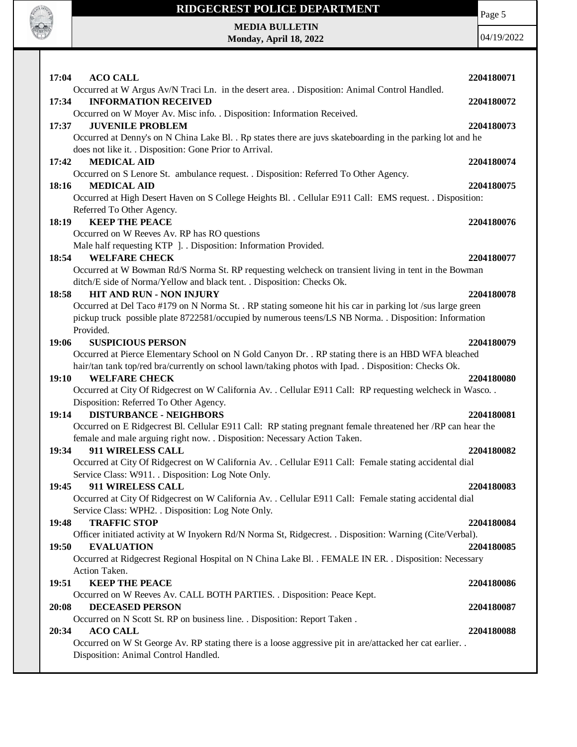**17:04 ACO CALL** 2204180071
Occurred at W Argus Av/N Traci Ln. in the desert area. . Disposition: Animal Control Handled.

**17:34 INFORMATION RECEIVED** 2204180072
Occurred on W Moyer Av. Misc info. . Disposition: Information Received.

**17:37 JUVENILE PROBLEM** 2204180073
Occurred at Denny's on N China Lake Bl. . Rp states there are juvs skateboarding in the parking lot and he does not like it. . Disposition: Gone Prior to Arrival.

**17:42 MEDICAL AID** 2204180074
Occurred on S Lenore St. ambulance request. . Disposition: Referred To Other Agency.

**18:16 MEDICAL AID** 2204180075
Occurred at High Desert Haven on S College Heights Bl. . Cellular E911 Call: EMS request. . Disposition: Referred To Other Agency.

**18:19 KEEP THE PEACE** 2204180076
Occurred on W Reeves Av. RP has RO questions
Male half requesting KTP ]. . Disposition: Information Provided.

**18:54 WELFARE CHECK** 2204180077
Occurred at W Bowman Rd/S Norma St. RP requesting welcheck on transient living in tent in the Bowman ditch/E side of Norma/Yellow and black tent. . Disposition: Checks Ok.

**18:58 HIT AND RUN - NON INJURY** 2204180078
Occurred at Del Taco #179 on N Norma St. . RP stating someone hit his car in parking lot /sus large green pickup truck possible plate 8722581/occupied by numerous teens/LS NB Norma. . Disposition: Information Provided.

**19:06 SUSPICIOUS PERSON** 2204180079
Occurred at Pierce Elementary School on N Gold Canyon Dr. . RP stating there is an HBD WFA bleached hair/tan tank top/red bra/currently on school lawn/taking photos with Ipad. . Disposition: Checks Ok.

**19:10 WELFARE CHECK** 2204180080
Occurred at City Of Ridgecrest on W California Av. . Cellular E911 Call: RP requesting welcheck in Wasco. . Disposition: Referred To Other Agency.

**19:14 DISTURBANCE - NEIGHBORS** 2204180081
Occurred on E Ridgecrest Bl. Cellular E911 Call: RP stating pregnant female threatened her /RP can hear the female and male arguing right now. . Disposition: Necessary Action Taken.

**19:34 911 WIRELESS CALL** 2204180082
Occurred at City Of Ridgecrest on W California Av. . Cellular E911 Call: Female stating accidental dial Service Class: W911. . Disposition: Log Note Only.

**19:45 911 WIRELESS CALL** 2204180083
Occurred at City Of Ridgecrest on W California Av. . Cellular E911 Call: Female stating accidental dial Service Class: WPH2. . Disposition: Log Note Only.

**19:48 TRAFFIC STOP** 2204180084
Officer initiated activity at W Inyokern Rd/N Norma St, Ridgecrest. . Disposition: Warning (Cite/Verbal).

**19:50 EVALUATION** 2204180085
Occurred at Ridgecrest Regional Hospital on N China Lake Bl. . FEMALE IN ER. . Disposition: Necessary Action Taken.

**19:51 KEEP THE PEACE** 2204180086
Occurred on W Reeves Av. CALL BOTH PARTIES. . Disposition: Peace Kept.

**20:08 DECEASED PERSON** 2204180087
Occurred on N Scott St. RP on business line. . Disposition: Report Taken .

**20:34 ACO CALL** 2204180088
Occurred on W St George Av. RP stating there is a loose aggressive pit in are/attacked her cat earlier. . Disposition: Animal Control Handled.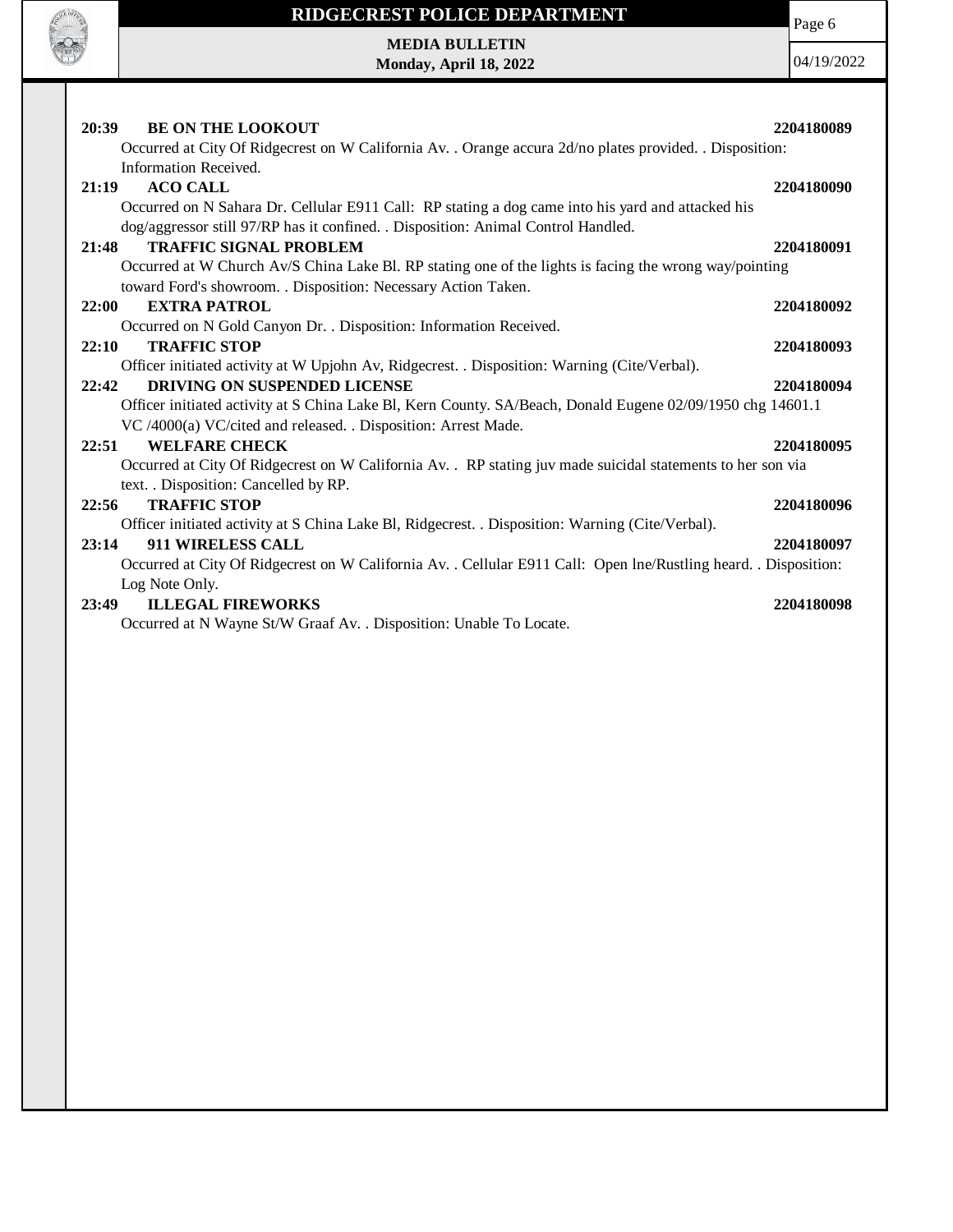**20:39 BE ON THE LOOKOUT** **2204180089**

Occurred at City Of Ridgecrest on W California Av. . Orange accura 2d/no plates provided. . Disposition: Information Received.

**21:19 ACO CALL** **2204180090**

Occurred on N Sahara Dr. Cellular E911 Call: RP stating a dog came into his yard and attacked his dog/aggressor still 97/RP has it confined. . Disposition: Animal Control Handled.

**21:48 TRAFFIC SIGNAL PROBLEM** **2204180091**

Occurred at W Church Av/S China Lake Bl. RP stating one of the lights is facing the wrong way/pointing toward Ford's showroom. . Disposition: Necessary Action Taken.

**22:00 EXTRA PATROL** **2204180092**

Occurred on N Gold Canyon Dr. . Disposition: Information Received.

**22:10 TRAFFIC STOP** **2204180093**

Officer initiated activity at W Upjohn Av, Ridgecrest. . Disposition: Warning (Cite/Verbal).

**22:42 DRIVING ON SUSPENDED LICENSE** **2204180094**

Officer initiated activity at S China Lake Bl, Kern County. SA/Beach, Donald Eugene 02/09/1950 chg 14601.1 VC /4000(a) VC/cited and released. . Disposition: Arrest Made.

**22:51 WELFARE CHECK** **2204180095**

Occurred at City Of Ridgecrest on W California Av. . RP stating juv made suicidal statements to her son via text. . Disposition: Cancelled by RP.

**22:56 TRAFFIC STOP** **2204180096**

Officer initiated activity at S China Lake Bl, Ridgecrest. . Disposition: Warning (Cite/Verbal).

**23:14 911 WIRELESS CALL** **2204180097**

Occurred at City Of Ridgecrest on W California Av. . Cellular E911 Call: Open lne/Rustling heard. . Disposition: Log Note Only.

**23:49 ILLEGAL FIREWORKS** **2204180098**

Occurred at N Wayne St/W Graaf Av. . Disposition: Unable To Locate.